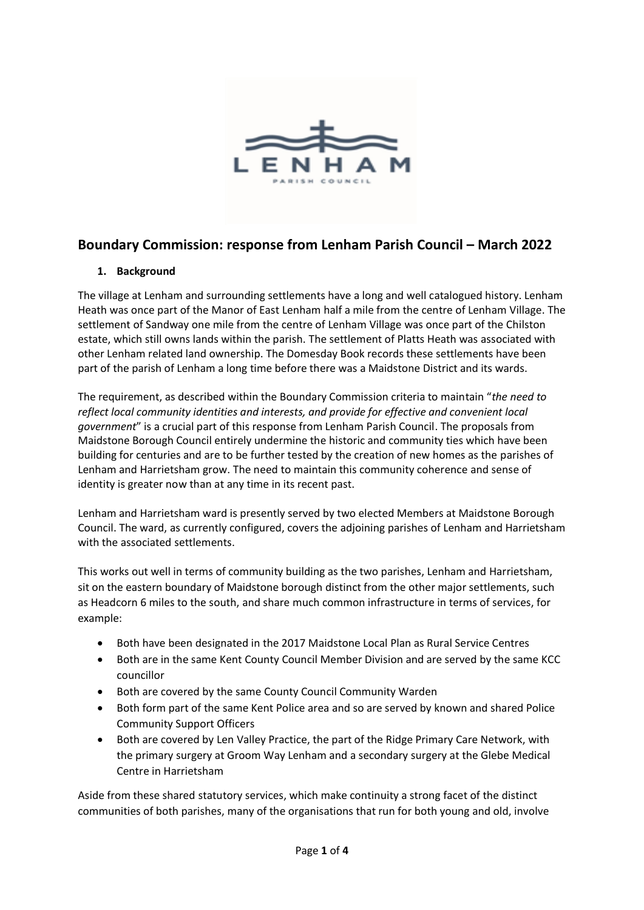# Boundary Commission: response from Lenham Parish Council – March 2022

## 1. Background

The village at Lenham and surrounding settlements have a long and well catalogued history. Lenham Heath was once part of the Manor of East Lenham half a mile from the centre of Lenham Village. The settlement of Sandway one mile from the centre of Lenham Village was once part of the Chilston estate, which still owns lands within the parish. The settlement of Platts Heath was associated with other Lenham related land ownership. The Domesday Book records these settlements have been part of the parish of Lenham a long time before there was a Maidstone District and its wards.

The requirement, as described within the Boundary Commission criteria to maintain "*the need to reflect local community identities and interests, and provide for effective and convenient local government*" is a crucial part of this response from Lenham Parish Council. The proposals from Maidstone Borough Council entirely undermine the historic and community ties which have been building for centuries and are to be further tested by the creation of new homes as the parishes of Lenham and Harrietsham grow. The need to maintain this community coherence and sense of identity is greater now than at any time in its recent past.

Lenham and Harrietsham ward is presently served by two elected Members at Maidstone Borough Council. The ward, as currently configured, covers the adjoining parishes of Lenham and Harrietsham with the associated settlements.

This works out well in terms of community building as the two parishes, Lenham and Harrietsham, sit on the eastern boundary of Maidstone borough distinct from the other major settlements, such as Headcorn 6 miles to the south, and share much common infrastructure in terms of services, for example:

- Both have been designated in the 2017 Maidstone Local Plan as Rural Service Centres
- Both are in the same Kent County Council Member Division and are served by the same KCC councillor
- Both are covered by the same County Council Community Warden
- Both form part of the same Kent Police area and so are served by known and shared Police Community Support Officers
- Both are covered by Len Valley Practice, the part of the Ridge Primary Care Network, with the primary surgery at Groom Way Lenham and a secondary surgery at the Glebe Medical Centre in Harrietsham

Aside from these shared statutory services, which make continuity a strong facet of the distinct communities of both parishes, many of the organisations that run for both young and old, involve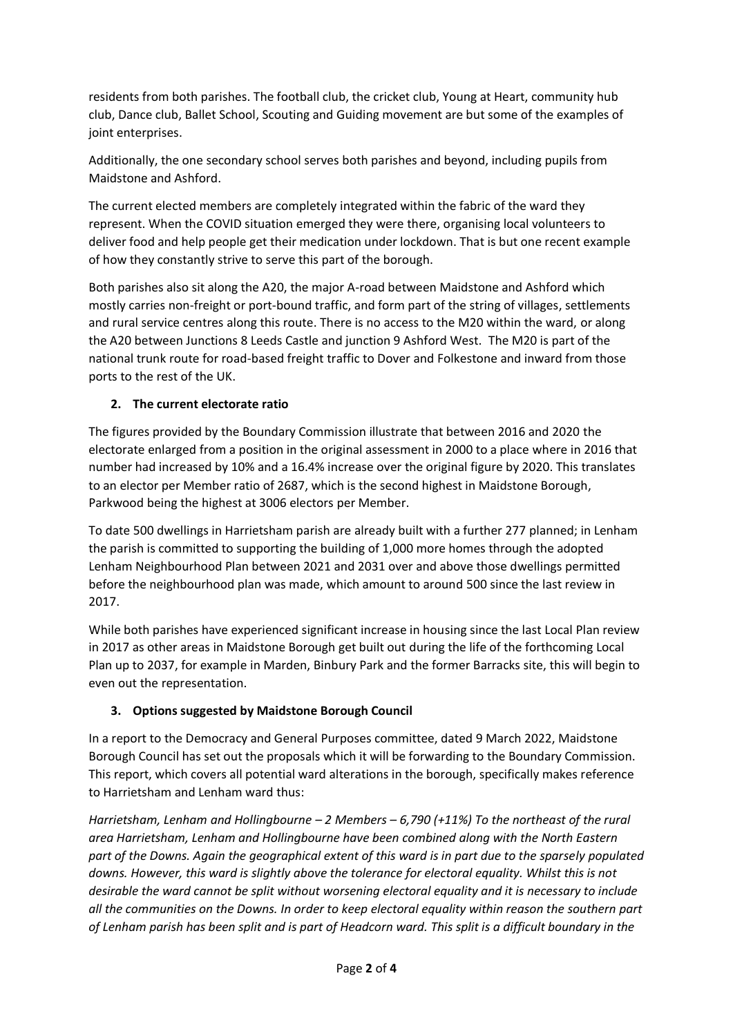residents from both parishes. The football club, the cricket club, Young at Heart, community hub club, Dance club, Ballet School, Scouting and Guiding movement are but some of the examples of joint enterprises.

Additionally, the one secondary school serves both parishes and beyond, including pupils from Maidstone and Ashford.

The current elected members are completely integrated within the fabric of the ward they represent. When the COVID situation emerged they were there, organising local volunteers to deliver food and help people get their medication under lockdown. That is but one recent example of how they constantly strive to serve this part of the borough.

Both parishes also sit along the A20, the major A-road between Maidstone and Ashford which mostly carries non-freight or port-bound traffic, and form part of the string of villages, settlements and rural service centres along this route. There is no access to the M20 within the ward, or along the A20 between Junctions 8 Leeds Castle and junction 9 Ashford West. The M20 is part of the national trunk route for road-based freight traffic to Dover and Folkestone and inward from those ports to the rest of the UK.

**2. The current electorate ratio**

The figures provided by the Boundary Commission illustrate that between 2016 and 2020 the electorate enlarged from a position in the original assessment in 2000 to a place where in 2016 that number had increased by 10% and a 16.4% increase over the original figure by 2020. This translates to an elector per Member ratio of 2687, which is the second highest in Maidstone Borough, Parkwood being the highest at 3006 electors per Member.

To date 500 dwellings in Harrietsham parish are already built with a further 277 planned; in Lenham the parish is committed to supporting the building of 1,000 more homes through the adopted Lenham Neighbourhood Plan between 2021 and 2031 over and above those dwellings permitted before the neighbourhood plan was made, which amount to around 500 since the last review in 2017.

While both parishes have experienced significant increase in housing since the last Local Plan review in 2017 as other areas in Maidstone Borough get built out during the life of the forthcoming Local Plan up to 2037, for example in Marden, Binbury Park and the former Barracks site, this will begin to even out the representation.

**3. Options suggested by Maidstone Borough Council**

In a report to the Democracy and General Purposes committee, dated 9 March 2022, Maidstone Borough Council has set out the proposals which it will be forwarding to the Boundary Commission. This report, which covers all potential ward alterations in the borough, specifically makes reference to Harrietsham and Lenham ward thus:

*Harrietsham, Lenham and Hollingbourne – 2 Members – 6,790 (+11%) To the northeast of the rural area Harrietsham, Lenham and Hollingbourne have been combined along with the North Eastern part of the Downs. Again the geographical extent of this ward is in part due to the sparsely populated downs. However, this ward is slightly above the tolerance for electoral equality. Whilst this is not desirable the ward cannot be split without worsening electoral equality and it is necessary to include all the communities on the Downs. In order to keep electoral equality within reason the southern part of Lenham parish has been split and is part of Headcorn ward. This split is a difficult boundary in the*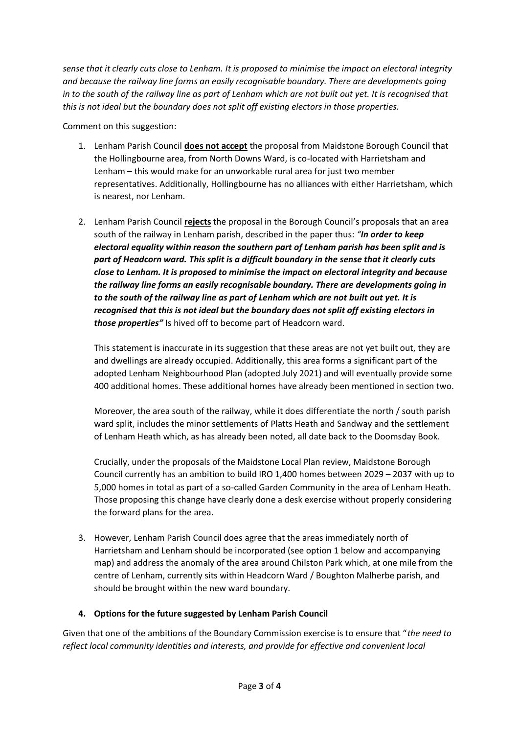*sense that it clearly cuts close to Lenham. It is proposed to minimise the impact on electoral integrity and because the railway line forms an easily recognisable boundary. There are developments going in to the south of the railway line as part of Lenham which are not built out yet. It is recognised that this is not ideal but the boundary does not split off existing electors in those properties.*

Comment on this suggestion:

1. Lenham Parish Council **does not accept** the proposal from Maidstone Borough Council that the Hollingbourne area, from North Downs Ward, is co-located with Harrietsham and Lenham – this would make for an unworkable rural area for just two member representatives. Additionally, Hollingbourne has no alliances with either Harrietsham, which is nearest, nor Lenham.

2. Lenham Parish Council **rejects** the proposal in the Borough Council's proposals that an area south of the railway in Lenham parish, described in the paper thus: *"**In order to keep electoral equality within reason the southern part of Lenham parish has been split and is part of Headcorn ward. This split is a difficult boundary in the sense that it clearly cuts close to Lenham. It is proposed to minimise the impact on electoral integrity and because the railway line forms an easily recognisable boundary. There are developments going in to the south of the railway line as part of Lenham which are not built out yet. It is recognised that this is not ideal but the boundary does not split off existing electors in those properties**"* Is hived off to become part of Headcorn ward.

   This statement is inaccurate in its suggestion that these areas are not yet built out, they are and dwellings are already occupied. Additionally, this area forms a significant part of the adopted Lenham Neighbourhood Plan (adopted July 2021) and will eventually provide some 400 additional homes. These additional homes have already been mentioned in section two.

   Moreover, the area south of the railway, while it does differentiate the north / south parish ward split, includes the minor settlements of Platts Heath and Sandway and the settlement of Lenham Heath which, as has already been noted, all date back to the Doomsday Book.

   Crucially, under the proposals of the Maidstone Local Plan review, Maidstone Borough Council currently has an ambition to build IRO 1,400 homes between 2029 – 2037 with up to 5,000 homes in total as part of a so-called Garden Community in the area of Lenham Heath. Those proposing this change have clearly done a desk exercise without properly considering the forward plans for the area.

3. However, Lenham Parish Council does agree that the areas immediately north of Harrietsham and Lenham should be incorporated (see option 1 below and accompanying map) and address the anomaly of the area around Chilston Park which, at one mile from the centre of Lenham, currently sits within Headcorn Ward / Boughton Malherbe parish, and should be brought within the new ward boundary.

## 4. Options for the future suggested by Lenham Parish Council

Given that one of the ambitions of the Boundary Commission exercise is to ensure that "*the need to reflect local community identities and interests, and provide for effective and convenient local*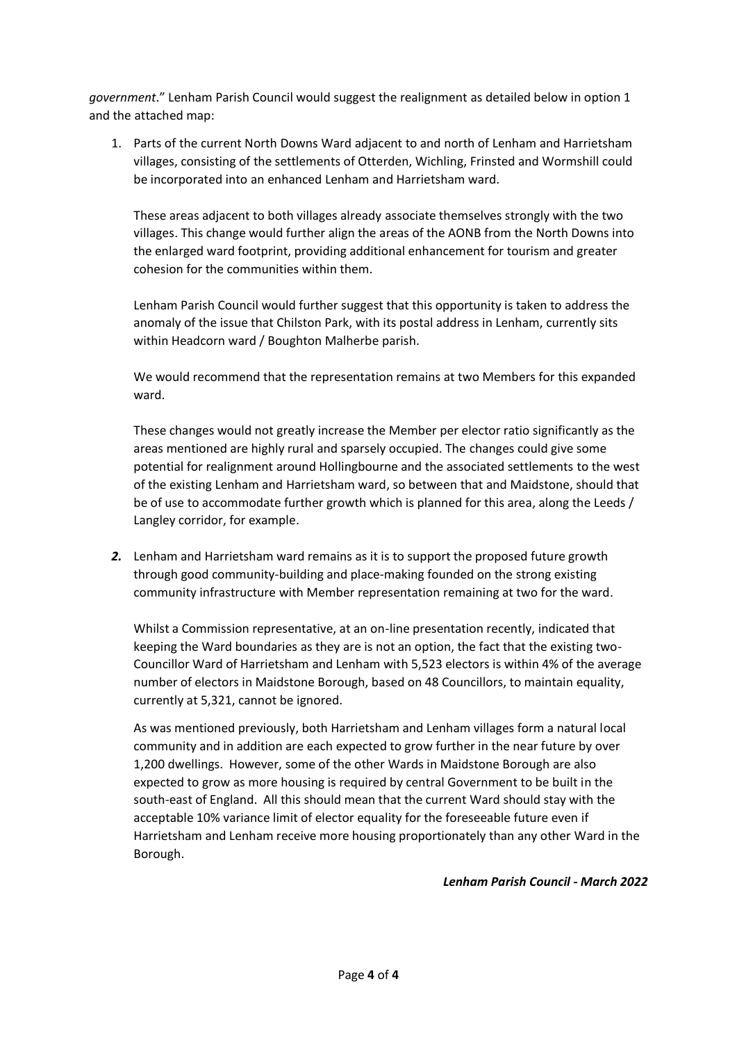*government*." Lenham Parish Council would suggest the realignment as detailed below in option 1 and the attached map:

1. Parts of the current North Downs Ward adjacent to and north of Lenham and Harrietsham villages, consisting of the settlements of Otterden, Wichling, Frinsted and Wormshill could be incorporated into an enhanced Lenham and Harrietsham ward.

   These areas adjacent to both villages already associate themselves strongly with the two villages. This change would further align the areas of the AONB from the North Downs into the enlarged ward footprint, providing additional enhancement for tourism and greater cohesion for the communities within them.

   Lenham Parish Council would further suggest that this opportunity is taken to address the anomaly of the issue that Chilston Park, with its postal address in Lenham, currently sits within Headcorn ward / Boughton Malherbe parish.

   We would recommend that the representation remains at two Members for this expanded ward.

   These changes would not greatly increase the Member per elector ratio significantly as the areas mentioned are highly rural and sparsely occupied. The changes could give some potential for realignment around Hollingbourne and the associated settlements to the west of the existing Lenham and Harrietsham ward, so between that and Maidstone, should that be of use to accommodate further growth which is planned for this area, along the Leeds / Langley corridor, for example.

2. Lenham and Harrietsham ward remains as it is to support the proposed future growth through good community-building and place-making founded on the strong existing community infrastructure with Member representation remaining at two for the ward.

   Whilst a Commission representative, at an on-line presentation recently, indicated that keeping the Ward boundaries as they are is not an option, the fact that the existing two-Councillor Ward of Harrietsham and Lenham with 5,523 electors is within 4% of the average number of electors in Maidstone Borough, based on 48 Councillors, to maintain equality, currently at 5,321, cannot be ignored.

   As was mentioned previously, both Harrietsham and Lenham villages form a natural local community and in addition are each expected to grow further in the near future by over 1,200 dwellings. However, some of the other Wards in Maidstone Borough are also expected to grow as more housing is required by central Government to be built in the south-east of England. All this should mean that the current Ward should stay with the acceptable 10% variance limit of elector equality for the foreseeable future even if Harrietsham and Lenham receive more housing proportionately than any other Ward in the Borough.

***Lenham Parish Council - March 2022***